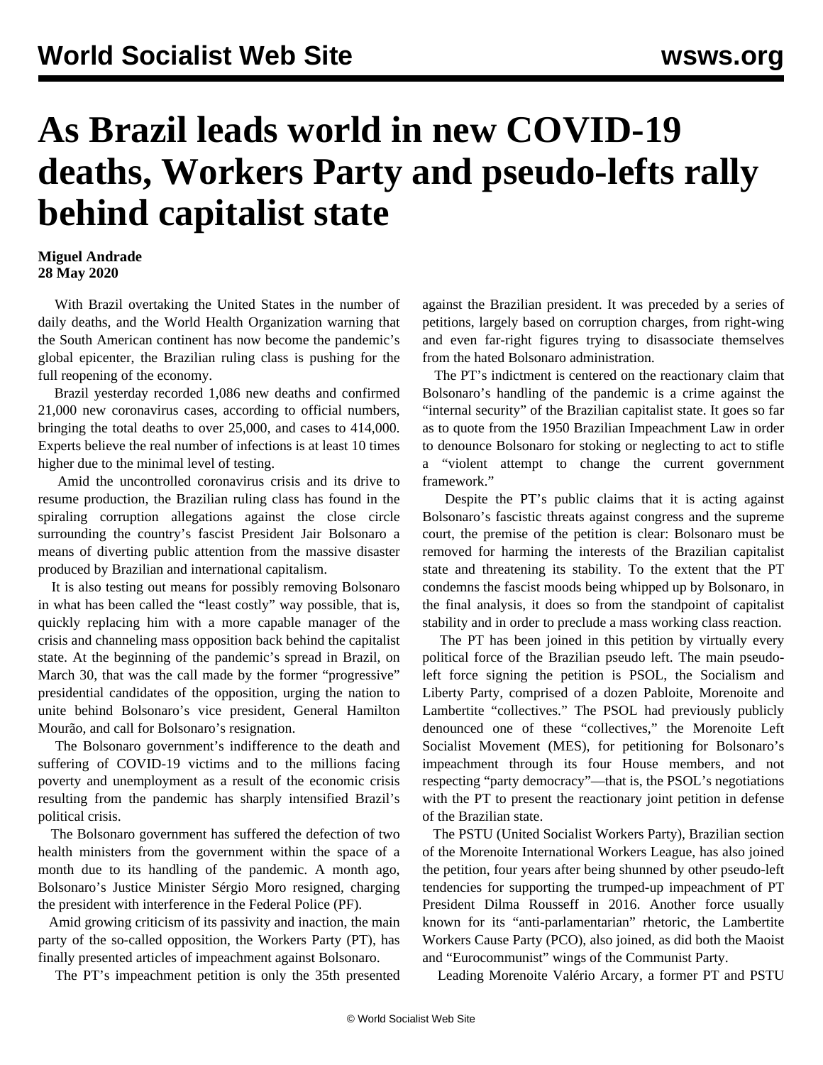# As Brazil leads world in new COVID-19 deaths, Workers Party and pseudo-lefts rally behind capitalist state

**Miguel Andrade**
**28 May 2020**

With Brazil overtaking the United States in the number of daily deaths, and the World Health Organization warning that the South American continent has now become the pandemic's global epicenter, the Brazilian ruling class is pushing for the full reopening of the economy.

Brazil yesterday recorded 1,086 new deaths and confirmed 21,000 new coronavirus cases, according to official numbers, bringing the total deaths to over 25,000, and cases to 414,000. Experts believe the real number of infections is at least 10 times higher due to the minimal level of testing.

Amid the uncontrolled coronavirus crisis and its drive to resume production, the Brazilian ruling class has found in the spiraling corruption allegations against the close circle surrounding the country's fascist President Jair Bolsonaro a means of diverting public attention from the massive disaster produced by Brazilian and international capitalism.

It is also testing out means for possibly removing Bolsonaro in what has been called the "least costly" way possible, that is, quickly replacing him with a more capable manager of the crisis and channeling mass opposition back behind the capitalist state. At the beginning of the pandemic's spread in Brazil, on March 30, that was the call made by the former "progressive" presidential candidates of the opposition, urging the nation to unite behind Bolsonaro's vice president, General Hamilton Mourão, and call for Bolsonaro's resignation.

The Bolsonaro government's indifference to the death and suffering of COVID-19 victims and to the millions facing poverty and unemployment as a result of the economic crisis resulting from the pandemic has sharply intensified Brazil's political crisis.

The Bolsonaro government has suffered the defection of two health ministers from the government within the space of a month due to its handling of the pandemic. A month ago, Bolsonaro's Justice Minister Sérgio Moro resigned, charging the president with interference in the Federal Police (PF).

Amid growing criticism of its passivity and inaction, the main party of the so-called opposition, the Workers Party (PT), has finally presented articles of impeachment against Bolsonaro.

The PT's impeachment petition is only the 35th presented against the Brazilian president. It was preceded by a series of petitions, largely based on corruption charges, from right-wing and even far-right figures trying to disassociate themselves from the hated Bolsonaro administration.

The PT's indictment is centered on the reactionary claim that Bolsonaro's handling of the pandemic is a crime against the "internal security" of the Brazilian capitalist state. It goes so far as to quote from the 1950 Brazilian Impeachment Law in order to denounce Bolsonaro for stoking or neglecting to act to stifle a "violent attempt to change the current government framework."

Despite the PT's public claims that it is acting against Bolsonaro's fascistic threats against congress and the supreme court, the premise of the petition is clear: Bolsonaro must be removed for harming the interests of the Brazilian capitalist state and threatening its stability. To the extent that the PT condemns the fascist moods being whipped up by Bolsonaro, in the final analysis, it does so from the standpoint of capitalist stability and in order to preclude a mass working class reaction.

The PT has been joined in this petition by virtually every political force of the Brazilian pseudo left. The main pseudo-left force signing the petition is PSOL, the Socialism and Liberty Party, comprised of a dozen Pabloite, Morenoite and Lambertite "collectives." The PSOL had previously publicly denounced one of these "collectives," the Morenoite Left Socialist Movement (MES), for petitioning for Bolsonaro's impeachment through its four House members, and not respecting "party democracy"—that is, the PSOL's negotiations with the PT to present the reactionary joint petition in defense of the Brazilian state.

The PSTU (United Socialist Workers Party), Brazilian section of the Morenoite International Workers League, has also joined the petition, four years after being shunned by other pseudo-left tendencies for supporting the trumped-up impeachment of PT President Dilma Rousseff in 2016. Another force usually known for its "anti-parlamentarian" rhetoric, the Lambertite Workers Cause Party (PCO), also joined, as did both the Maoist and "Eurocommunist" wings of the Communist Party.

Leading Morenoite Valério Arcary, a former PT and PSTU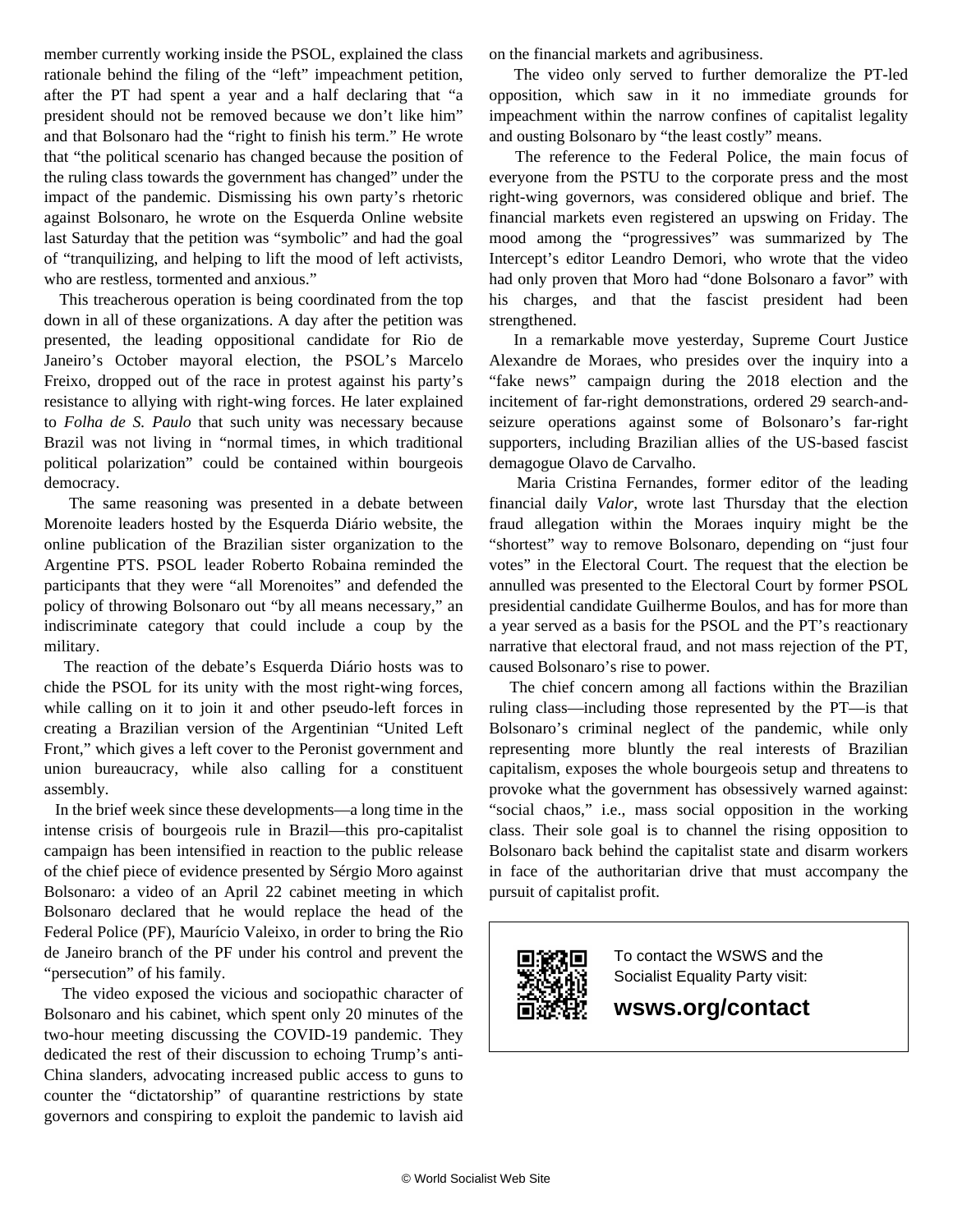member currently working inside the PSOL, explained the class rationale behind the filing of the "left" impeachment petition, after the PT had spent a year and a half declaring that "a president should not be removed because we don't like him" and that Bolsonaro had the "right to finish his term." He wrote that "the political scenario has changed because the position of the ruling class towards the government has changed" under the impact of the pandemic. Dismissing his own party's rhetoric against Bolsonaro, he wrote on the Esquerda Online website last Saturday that the petition was "symbolic" and had the goal of "tranquilizing, and helping to lift the mood of left activists, who are restless, tormented and anxious."

This treacherous operation is being coordinated from the top down in all of these organizations. A day after the petition was presented, the leading oppositional candidate for Rio de Janeiro's October mayoral election, the PSOL's Marcelo Freixo, dropped out of the race in protest against his party's resistance to allying with right-wing forces. He later explained to *Folha de S. Paulo* that such unity was necessary because Brazil was not living in "normal times, in which traditional political polarization" could be contained within bourgeois democracy.

The same reasoning was presented in a debate between Morenoite leaders hosted by the Esquerda Diário website, the online publication of the Brazilian sister organization to the Argentine PTS. PSOL leader Roberto Robaina reminded the participants that they were "all Morenoites" and defended the policy of throwing Bolsonaro out "by all means necessary," an indiscriminate category that could include a coup by the military.

The reaction of the debate's Esquerda Diário hosts was to chide the PSOL for its unity with the most right-wing forces, while calling on it to join it and other pseudo-left forces in creating a Brazilian version of the Argentinian "United Left Front," which gives a left cover to the Peronist government and union bureaucracy, while also calling for a constituent assembly.

In the brief week since these developments—a long time in the intense crisis of bourgeois rule in Brazil—this pro-capitalist campaign has been intensified in reaction to the public release of the chief piece of evidence presented by Sérgio Moro against Bolsonaro: a video of an April 22 cabinet meeting in which Bolsonaro declared that he would replace the head of the Federal Police (PF), Maurício Valeixo, in order to bring the Rio de Janeiro branch of the PF under his control and prevent the "persecution" of his family.

The video exposed the vicious and sociopathic character of Bolsonaro and his cabinet, which spent only 20 minutes of the two-hour meeting discussing the COVID-19 pandemic. They dedicated the rest of their discussion to echoing Trump's anti-China slanders, advocating increased public access to guns to counter the "dictatorship" of quarantine restrictions by state governors and conspiring to exploit the pandemic to lavish aid on the financial markets and agribusiness.

The video only served to further demoralize the PT-led opposition, which saw in it no immediate grounds for impeachment within the narrow confines of capitalist legality and ousting Bolsonaro by "the least costly" means.

The reference to the Federal Police, the main focus of everyone from the PSTU to the corporate press and the most right-wing governors, was considered oblique and brief. The financial markets even registered an upswing on Friday. The mood among the "progressives" was summarized by The Intercept's editor Leandro Demori, who wrote that the video had only proven that Moro had "done Bolsonaro a favor" with his charges, and that the fascist president had been strengthened.

In a remarkable move yesterday, Supreme Court Justice Alexandre de Moraes, who presides over the inquiry into a "fake news" campaign during the 2018 election and the incitement of far-right demonstrations, ordered 29 search-and-seizure operations against some of Bolsonaro's far-right supporters, including Brazilian allies of the US-based fascist demagogue Olavo de Carvalho.

Maria Cristina Fernandes, former editor of the leading financial daily *Valor*, wrote last Thursday that the election fraud allegation within the Moraes inquiry might be the "shortest" way to remove Bolsonaro, depending on "just four votes" in the Electoral Court. The request that the election be annulled was presented to the Electoral Court by former PSOL presidential candidate Guilherme Boulos, and has for more than a year served as a basis for the PSOL and the PT's reactionary narrative that electoral fraud, and not mass rejection of the PT, caused Bolsonaro's rise to power.

The chief concern among all factions within the Brazilian ruling class—including those represented by the PT—is that Bolsonaro's criminal neglect of the pandemic, while only representing more bluntly the real interests of Brazilian capitalism, exposes the whole bourgeois setup and threatens to provoke what the government has obsessively warned against: "social chaos," i.e., mass social opposition in the working class. Their sole goal is to channel the rising opposition to Bolsonaro back behind the capitalist state and disarm workers in face of the authoritarian drive that must accompany the pursuit of capitalist profit.

To contact the WSWS and the Socialist Equality Party visit:

**wsws.org/contact**